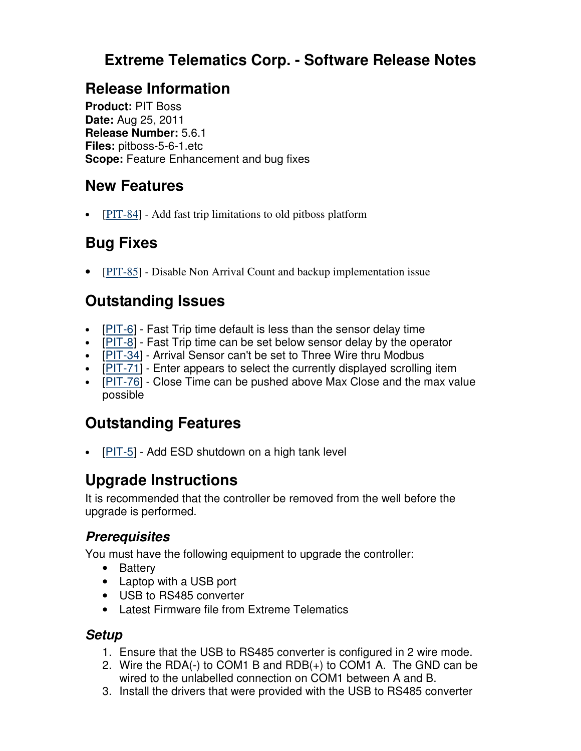# Extreme Telematics Corp. - Software Release Notes

## Release Information

**Product:** PIT Boss
**Date:** Aug 25, 2011
**Release Number:** 5.6.1
**Files:** pitboss-5-6-1.etc
**Scope:** Feature Enhancement and bug fixes

## New Features

- [PIT-84] - Add fast trip limitations to old pitboss platform

## Bug Fixes

- [PIT-85] - Disable Non Arrival Count and backup implementation issue

## Outstanding Issues

- [PIT-6] - Fast Trip time default is less than the sensor delay time
- [PIT-8] - Fast Trip time can be set below sensor delay by the operator
- [PIT-34] - Arrival Sensor can't be set to Three Wire thru Modbus
- [PIT-71] - Enter appears to select the currently displayed scrolling item
- [PIT-76] - Close Time can be pushed above Max Close and the max value possible

## Outstanding Features

- [PIT-5] - Add ESD shutdown on a high tank level

## Upgrade Instructions

It is recommended that the controller be removed from the well before the upgrade is performed.

### *Prerequisites*

You must have the following equipment to upgrade the controller:

- Battery
- Laptop with a USB port
- USB to RS485 converter
- Latest Firmware file from Extreme Telematics

### *Setup*

1. Ensure that the USB to RS485 converter is configured in 2 wire mode.
2. Wire the RDA(-) to COM1 B and RDB(+) to COM1 A. The GND can be wired to the unlabelled connection on COM1 between A and B.
3. Install the drivers that were provided with the USB to RS485 converter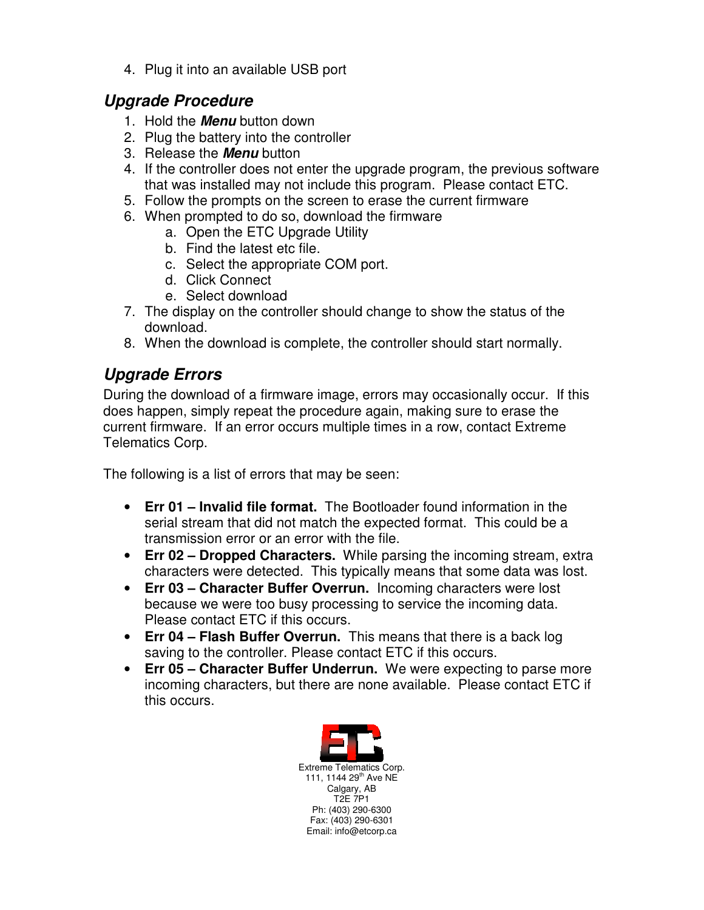4. Plug it into an available USB port

## *Upgrade Procedure*

1. Hold the ***Menu*** button down
2. Plug the battery into the controller
3. Release the ***Menu*** button
4. If the controller does not enter the upgrade program, the previous software that was installed may not include this program. Please contact ETC.
5. Follow the prompts on the screen to erase the current firmware
6. When prompted to do so, download the firmware
    a. Open the ETC Upgrade Utility
    b. Find the latest etc file.
    c. Select the appropriate COM port.
    d. Click Connect
    e. Select download
7. The display on the controller should change to show the status of the download.
8. When the download is complete, the controller should start normally.

## *Upgrade Errors*

During the download of a firmware image, errors may occasionally occur. If this does happen, simply repeat the procedure again, making sure to erase the current firmware. If an error occurs multiple times in a row, contact Extreme Telematics Corp.

The following is a list of errors that may be seen:

- **Err 01 – Invalid file format.** The Bootloader found information in the serial stream that did not match the expected format. This could be a transmission error or an error with the file.
- **Err 02 – Dropped Characters.** While parsing the incoming stream, extra characters were detected. This typically means that some data was lost.
- **Err 03 – Character Buffer Overrun.** Incoming characters were lost because we were too busy processing to service the incoming data. Please contact ETC if this occurs.
- **Err 04 – Flash Buffer Overrun.** This means that there is a back log saving to the controller. Please contact ETC if this occurs.
- **Err 05 – Character Buffer Underrun.** We were expecting to parse more incoming characters, but there are none available. Please contact ETC if this occurs.

Extreme Telematics Corp.
111, 1144 29th Ave NE
Calgary, AB
T2E 7P1
Ph: (403) 290-6300
Fax: (403) 290-6301
Email: info@etcorp.ca